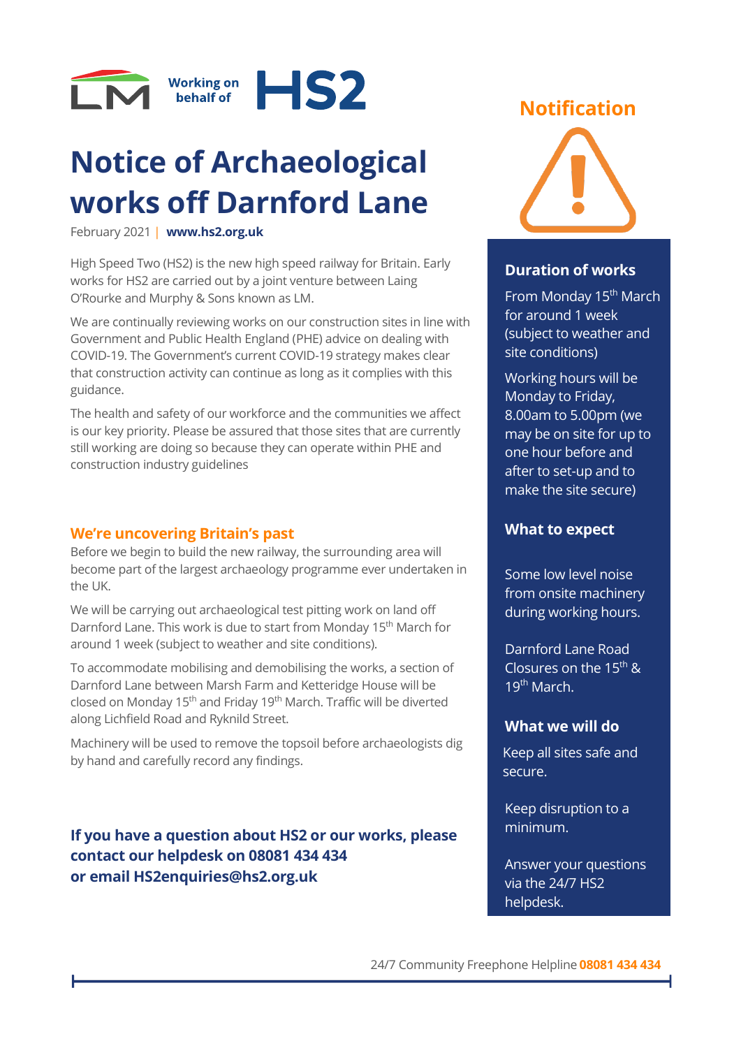Working on behalf of HS2

# Notice of Archaeological works off Darnford Lane

February 2021 | **www.hs2.org.uk**

High Speed Two (HS2) is the new high speed railway for Britain. Early works for HS2 are carried out by a joint venture between Laing O'Rourke and Murphy & Sons known as LM.

We are continually reviewing works on our construction sites in line with Government and Public Health England (PHE) advice on dealing with COVID-19. The Government's current COVID-19 strategy makes clear that construction activity can continue as long as it complies with this guidance.

The health and safety of our workforce and the communities we affect is our key priority. Please be assured that those sites that are currently still working are doing so because they can operate within PHE and construction industry guidelines

## We're uncovering Britain's past

Before we begin to build the new railway, the surrounding area will become part of the largest archaeology programme ever undertaken in the UK.

We will be carrying out archaeological test pitting work on land off Darnford Lane. This work is due to start from Monday 15th March for around 1 week (subject to weather and site conditions).

To accommodate mobilising and demobilising the works, a section of Darnford Lane between Marsh Farm and Ketteridge House will be closed on Monday 15th and Friday 19th March. Traffic will be diverted along Lichfield Road and Ryknild Street.

Machinery will be used to remove the topsoil before archaeologists dig by hand and carefully record any findings.

**If you have a question about HS2 or our works, please contact our helpdesk on 08081 434 434 or email HS2enquiries@hs2.org.uk**

## Notification

### Duration of works

From Monday 15th March for around 1 week (subject to weather and site conditions)

Working hours will be Monday to Friday, 8.00am to 5.00pm (we may be on site for up to one hour before and after to set-up and to make the site secure)

### What to expect

Some low level noise from onsite machinery during working hours.

Darnford Lane Road Closures on the 15th & 19th March.

### What we will do

Keep all sites safe and secure.

Keep disruption to a minimum.

Answer your questions via the 24/7 HS2 helpdesk.

24/7 Community Freephone Helpline **08081 434 434**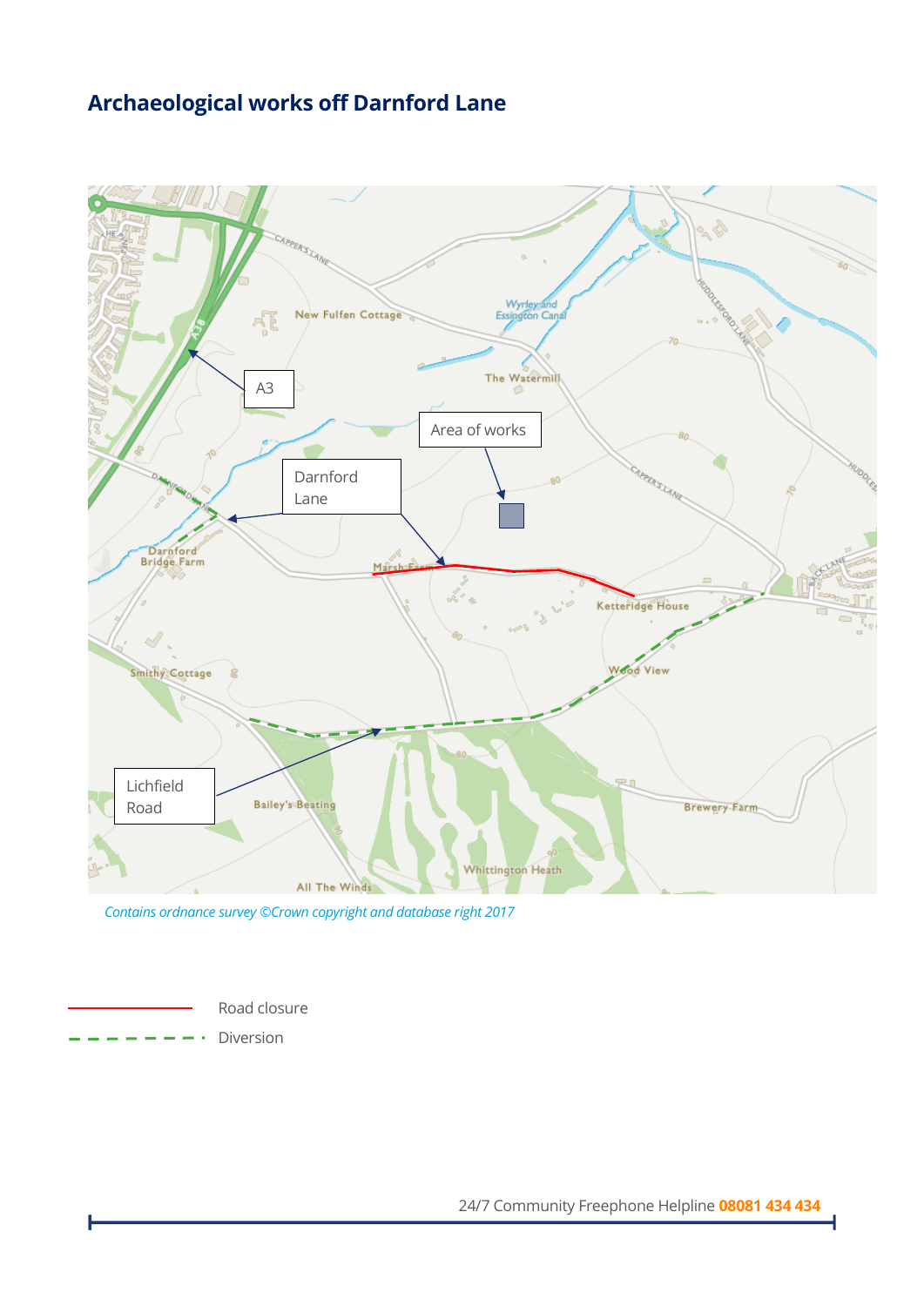# Archaeological works off Darnford Lane

*Contains ordnance survey ©Crown copyright and database right 2017*

Road closure

Diversion

24/7 Community Freephone Helpline **08081 434 434**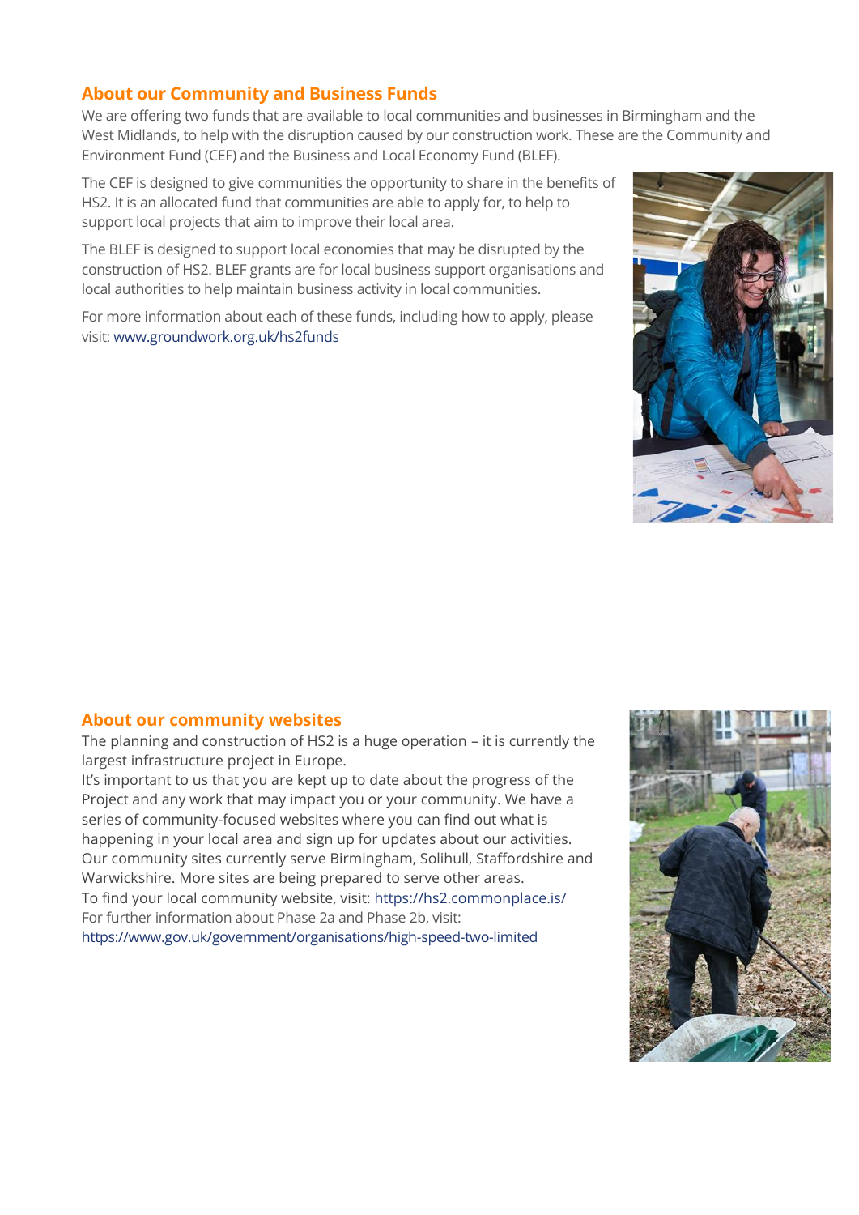## About our Community and Business Funds

We are offering two funds that are available to local communities and businesses in Birmingham and the West Midlands, to help with the disruption caused by our construction work. These are the Community and Environment Fund (CEF) and the Business and Local Economy Fund (BLEF).

The CEF is designed to give communities the opportunity to share in the benefits of HS2. It is an allocated fund that communities are able to apply for, to help to support local projects that aim to improve their local area.

The BLEF is designed to support local economies that may be disrupted by the construction of HS2. BLEF grants are for local business support organisations and local authorities to help maintain business activity in local communities.

For more information about each of these funds, including how to apply, please visit: www.groundwork.org.uk/hs2funds

## About our community websites

The planning and construction of HS2 is a huge operation – it is currently the largest infrastructure project in Europe.

It's important to us that you are kept up to date about the progress of the Project and any work that may impact you or your community. We have a series of community-focused websites where you can find out what is happening in your local area and sign up for updates about our activities. Our community sites currently serve Birmingham, Solihull, Staffordshire and Warwickshire. More sites are being prepared to serve other areas.

To find your local community website, visit: https://hs2.commonplace.is/

For further information about Phase 2a and Phase 2b, visit:

https://www.gov.uk/government/organisations/high-speed-two-limited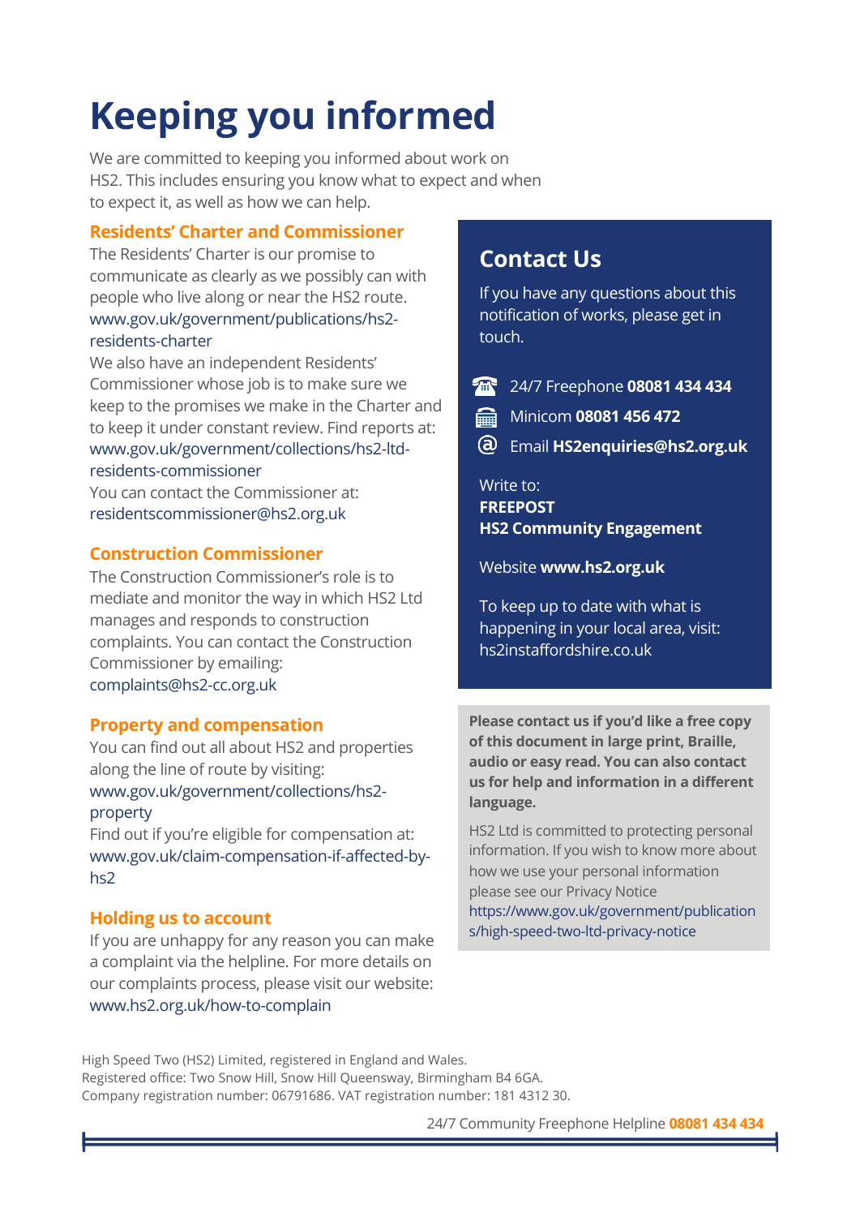# Keeping you informed

We are committed to keeping you informed about work on HS2. This includes ensuring you know what to expect and when to expect it, as well as how we can help.

### Residents' Charter and Commissioner

The Residents' Charter is our promise to communicate as clearly as we possibly can with people who live along or near the HS2 route. www.gov.uk/government/publications/hs2-residents-charter

We also have an independent Residents' Commissioner whose job is to make sure we keep to the promises we make in the Charter and to keep it under constant review. Find reports at: www.gov.uk/government/collections/hs2-ltd-residents-commissioner

You can contact the Commissioner at: residentscommissioner@hs2.org.uk

### Construction Commissioner

The Construction Commissioner's role is to mediate and monitor the way in which HS2 Ltd manages and responds to construction complaints. You can contact the Construction Commissioner by emailing: complaints@hs2-cc.org.uk

### Property and compensation

You can find out all about HS2 and properties along the line of route by visiting: www.gov.uk/government/collections/hs2-property

Find out if you're eligible for compensation at: www.gov.uk/claim-compensation-if-affected-by-hs2

### Holding us to account

If you are unhappy for any reason you can make a complaint via the helpline. For more details on our complaints process, please visit our website: www.hs2.org.uk/how-to-complain

## Contact Us

If you have any questions about this notification of works, please get in touch.

- 24/7 Freephone **08081 434 434**
- Minicom **08081 456 472**
- Email **HS2enquiries@hs2.org.uk**

Write to:
**FREEPOST**
**HS2 Community Engagement**

Website **www.hs2.org.uk**

To keep up to date with what is happening in your local area, visit: hs2instaffordshire.co.uk

**Please contact us if you'd like a free copy of this document in large print, Braille, audio or easy read. You can also contact us for help and information in a different language.**

HS2 Ltd is committed to protecting personal information. If you wish to know more about how we use your personal information please see our Privacy Notice https://www.gov.uk/government/publications/high-speed-two-ltd-privacy-notice

High Speed Two (HS2) Limited, registered in England and Wales.
Registered office: Two Snow Hill, Snow Hill Queensway, Birmingham B4 6GA.
Company registration number: 06791686. VAT registration number: 181 4312 30.

24/7 Community Freephone Helpline **08081 434 434**